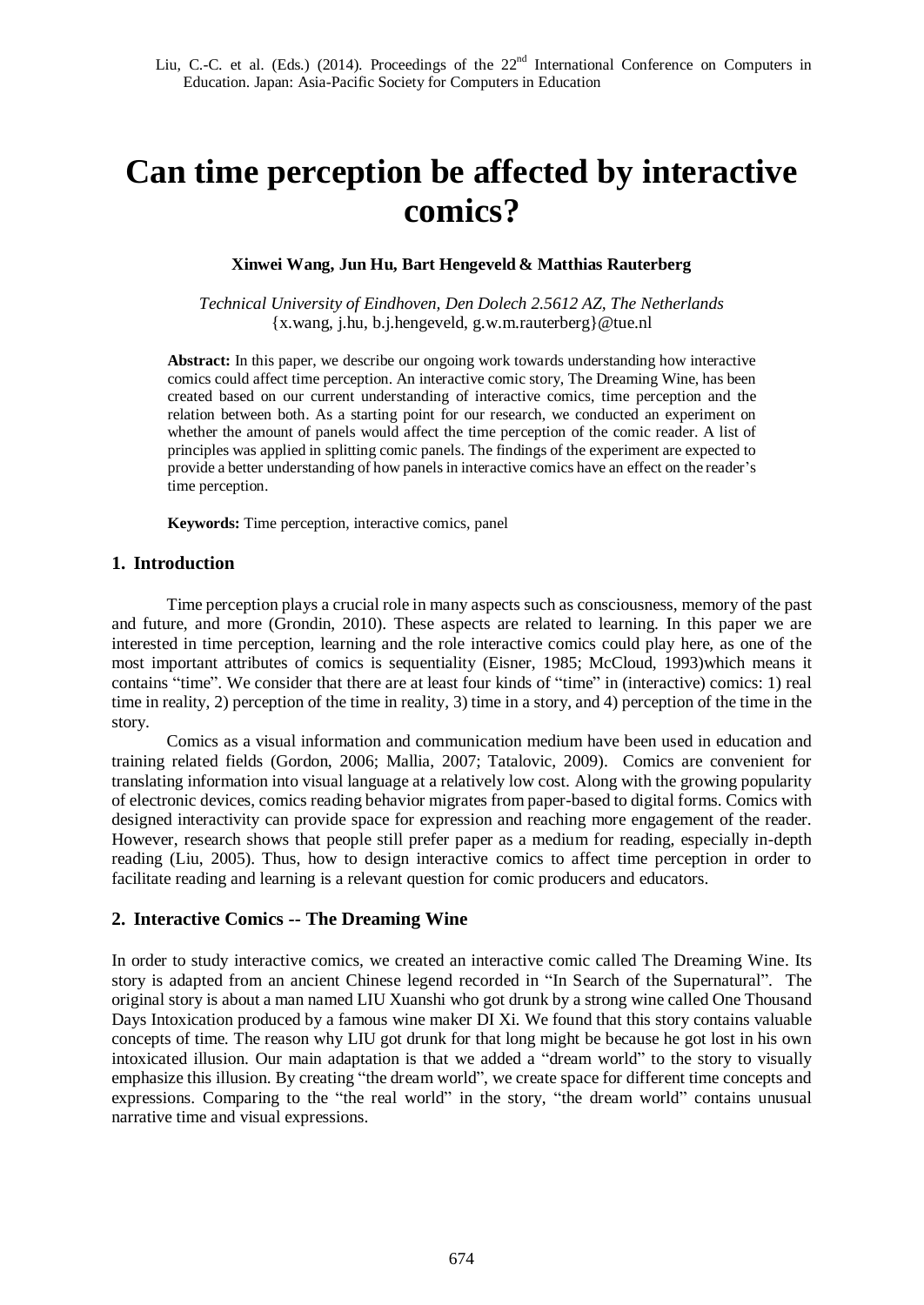# Can time perception be affected by interactive comics?

**Xinwei Wang, Jun Hu, Bart Hengeveld & Matthias Rauterberg**

*Technical University of Eindhoven, Den Dolech 2.5612 AZ, The Netherlands*
{x.wang, j.hu, b.j.hengeveld, g.w.m.rauterberg}@tue.nl

**Abstract:** In this paper, we describe our ongoing work towards understanding how interactive comics could affect time perception. An interactive comic story, The Dreaming Wine, has been created based on our current understanding of interactive comics, time perception and the relation between both. As a starting point for our research, we conducted an experiment on whether the amount of panels would affect the time perception of the comic reader. A list of principles was applied in splitting comic panels. The findings of the experiment are expected to provide a better understanding of how panels in interactive comics have an effect on the reader's time perception.

**Keywords:** Time perception, interactive comics, panel

## 1. Introduction

Time perception plays a crucial role in many aspects such as consciousness, memory of the past and future, and more (Grondin, 2010). These aspects are related to learning. In this paper we are interested in time perception, learning and the role interactive comics could play here, as one of the most important attributes of comics is sequentiality (Eisner, 1985; McCloud, 1993)which means it contains "time". We consider that there are at least four kinds of "time" in (interactive) comics: 1) real time in reality, 2) perception of the time in reality, 3) time in a story, and 4) perception of the time in the story.

Comics as a visual information and communication medium have been used in education and training related fields (Gordon, 2006; Mallia, 2007; Tatalovic, 2009). Comics are convenient for translating information into visual language at a relatively low cost. Along with the growing popularity of electronic devices, comics reading behavior migrates from paper-based to digital forms. Comics with designed interactivity can provide space for expression and reaching more engagement of the reader. However, research shows that people still prefer paper as a medium for reading, especially in-depth reading (Liu, 2005). Thus, how to design interactive comics to affect time perception in order to facilitate reading and learning is a relevant question for comic producers and educators.

## 2. Interactive Comics -- The Dreaming Wine

In order to study interactive comics, we created an interactive comic called The Dreaming Wine. Its story is adapted from an ancient Chinese legend recorded in "In Search of the Supernatural". The original story is about a man named LIU Xuanshi who got drunk by a strong wine called One Thousand Days Intoxication produced by a famous wine maker DI Xi. We found that this story contains valuable concepts of time. The reason why LIU got drunk for that long might be because he got lost in his own intoxicated illusion. Our main adaptation is that we added a "dream world" to the story to visually emphasize this illusion. By creating "the dream world", we create space for different time concepts and expressions. Comparing to the "the real world" in the story, "the dream world" contains unusual narrative time and visual expressions.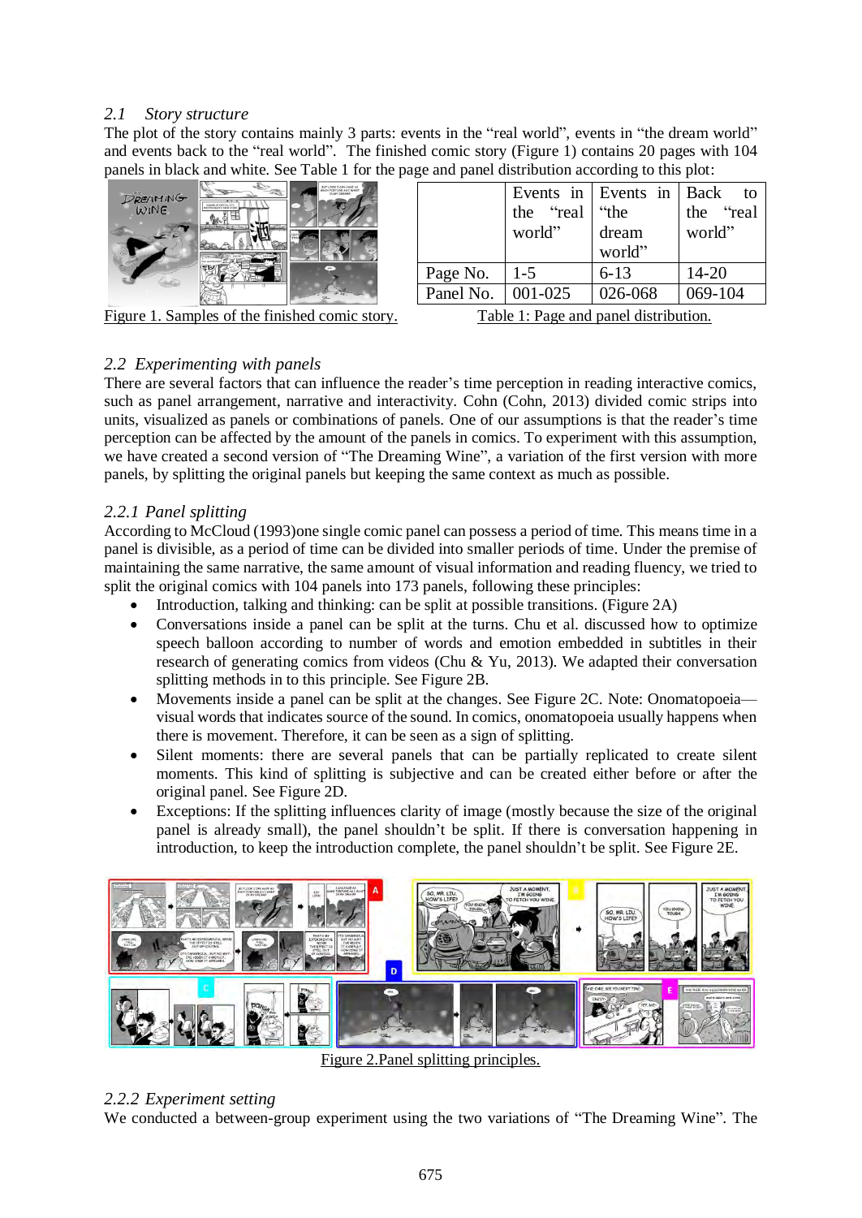## 2.1 Story structure

The plot of the story contains mainly 3 parts: events in the "real world", events in "the dream world" and events back to the "real world". The finished comic story (Figure 1) contains 20 pages with 104 panels in black and white. See Table 1 for the page and panel distribution according to this plot:

Figure 1. Samples of the finished comic story.

| | Events in the "real world" | Events in "the dream world" | Back to the "real world" |
|---|---|---|---|
| Page No. | 1-5 | 6-13 | 14-20 |
| Panel No. | 001-025 | 026-068 | 069-104 |

Table 1: Page and panel distribution.

## 2.2 Experimenting with panels

There are several factors that can influence the reader's time perception in reading interactive comics, such as panel arrangement, narrative and interactivity. Cohn (Cohn, 2013) divided comic strips into units, visualized as panels or combinations of panels. One of our assumptions is that the reader's time perception can be affected by the amount of the panels in comics. To experiment with this assumption, we have created a second version of "The Dreaming Wine", a variation of the first version with more panels, by splitting the original panels but keeping the same context as much as possible.

### 2.2.1 Panel splitting

According to McCloud (1993)one single comic panel can possess a period of time. This means time in a panel is divisible, as a period of time can be divided into smaller periods of time. Under the premise of maintaining the same narrative, the same amount of visual information and reading fluency, we tried to split the original comics with 104 panels into 173 panels, following these principles:

- Introduction, talking and thinking: can be split at possible transitions. (Figure 2A)
- Conversations inside a panel can be split at the turns. Chu et al. discussed how to optimize speech balloon according to number of words and emotion embedded in subtitles in their research of generating comics from videos (Chu & Yu, 2013). We adapted their conversation splitting methods in to this principle. See Figure 2B.
- Movements inside a panel can be split at the changes. See Figure 2C. Note: Onomatopoeia—visual words that indicates source of the sound. In comics, onomatopoeia usually happens when there is movement. Therefore, it can be seen as a sign of splitting.
- Silent moments: there are several panels that can be partially replicated to create silent moments. This kind of splitting is subjective and can be created either before or after the original panel. See Figure 2D.
- Exceptions: If the splitting influences clarity of image (mostly because the size of the original panel is already small), the panel shouldn't be split. If there is conversation happening in introduction, to keep the introduction complete, the panel shouldn't be split. See Figure 2E.

Figure 2.Panel splitting principles.

### 2.2.2 Experiment setting

We conducted a between-group experiment using the two variations of "The Dreaming Wine". The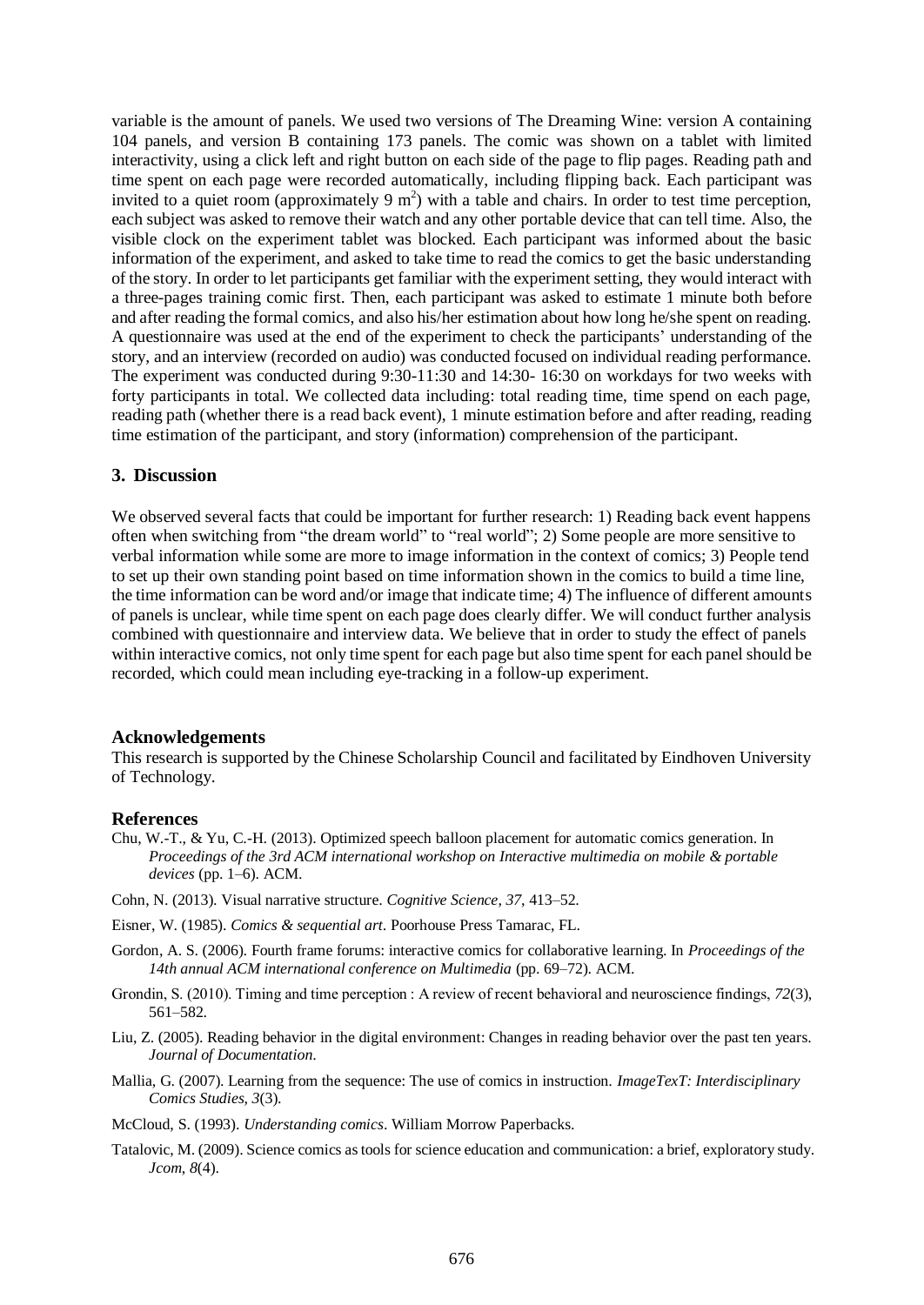variable is the amount of panels. We used two versions of The Dreaming Wine: version A containing 104 panels, and version B containing 173 panels. The comic was shown on a tablet with limited interactivity, using a click left and right button on each side of the page to flip pages. Reading path and time spent on each page were recorded automatically, including flipping back. Each participant was invited to a quiet room (approximately 9 $m^2$) with a table and chairs. In order to test time perception, each subject was asked to remove their watch and any other portable device that can tell time. Also, the visible clock on the experiment tablet was blocked. Each participant was informed about the basic information of the experiment, and asked to take time to read the comics to get the basic understanding of the story. In order to let participants get familiar with the experiment setting, they would interact with a three-pages training comic first. Then, each participant was asked to estimate 1 minute both before and after reading the formal comics, and also his/her estimation about how long he/she spent on reading. A questionnaire was used at the end of the experiment to check the participants' understanding of the story, and an interview (recorded on audio) was conducted focused on individual reading performance. The experiment was conducted during 9:30-11:30 and 14:30- 16:30 on workdays for two weeks with forty participants in total. We collected data including: total reading time, time spend on each page, reading path (whether there is a read back event), 1 minute estimation before and after reading, reading time estimation of the participant, and story (information) comprehension of the participant.

## 3. Discussion

We observed several facts that could be important for further research: 1) Reading back event happens often when switching from "the dream world" to "real world"; 2) Some people are more sensitive to verbal information while some are more to image information in the context of comics; 3) People tend to set up their own standing point based on time information shown in the comics to build a time line, the time information can be word and/or image that indicate time; 4) The influence of different amounts of panels is unclear, while time spent on each page does clearly differ. We will conduct further analysis combined with questionnaire and interview data. We believe that in order to study the effect of panels within interactive comics, not only time spent for each page but also time spent for each panel should be recorded, which could mean including eye-tracking in a follow-up experiment.

### Acknowledgements

This research is supported by the Chinese Scholarship Council and facilitated by Eindhoven University of Technology.

### References

Chu, W.-T., & Yu, C.-H. (2013). Optimized speech balloon placement for automatic comics generation. In *Proceedings of the 3rd ACM international workshop on Interactive multimedia on mobile & portable devices* (pp. 1–6). ACM.

Cohn, N. (2013). Visual narrative structure. *Cognitive Science*, *37*, 413–52.

Eisner, W. (1985). *Comics & sequential art*. Poorhouse Press Tamarac, FL.

Gordon, A. S. (2006). Fourth frame forums: interactive comics for collaborative learning. In *Proceedings of the 14th annual ACM international conference on Multimedia* (pp. 69–72). ACM.

Grondin, S. (2010). Timing and time perception : A review of recent behavioral and neuroscience findings, *72*(3), 561–582.

Liu, Z. (2005). Reading behavior in the digital environment: Changes in reading behavior over the past ten years. *Journal of Documentation*.

Mallia, G. (2007). Learning from the sequence: The use of comics in instruction. *ImageTexT: Interdisciplinary Comics Studies*, *3*(3).

McCloud, S. (1993). *Understanding comics*. William Morrow Paperbacks.

Tatalovic, M. (2009). Science comics as tools for science education and communication: a brief, exploratory study. *Jcom*, *8*(4).